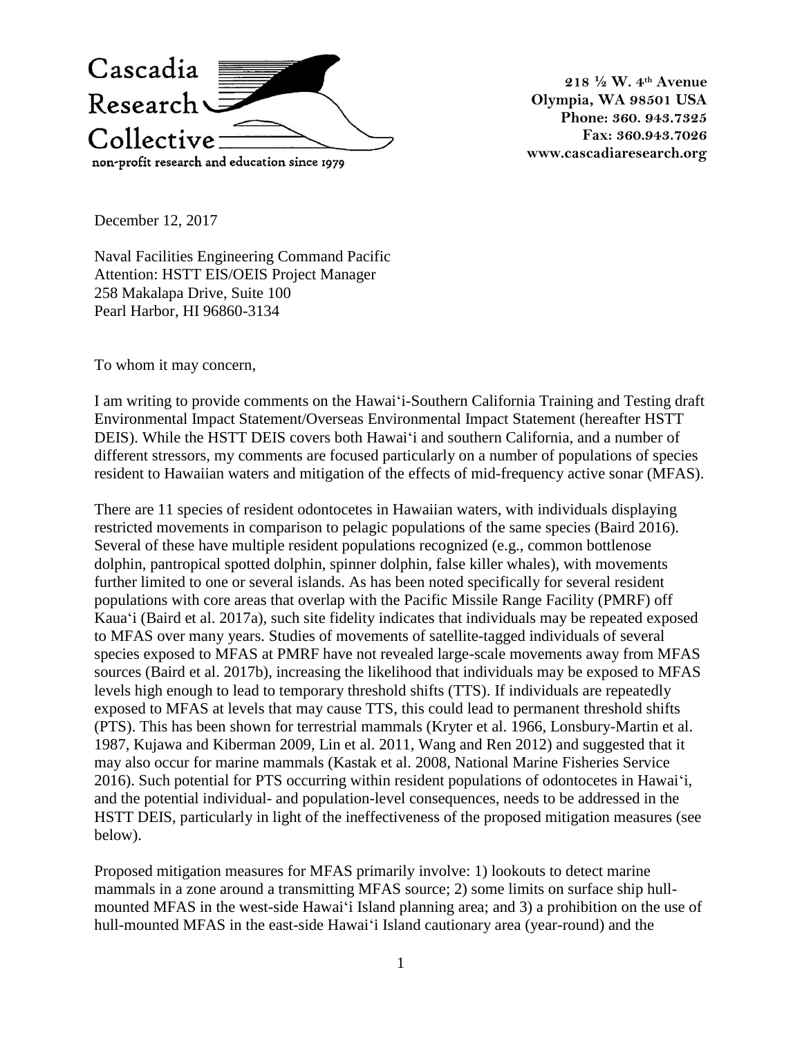Cascadia Research Collective

non-profit research and education since 1979

218 ½ W. 4th Avenue
Olympia, WA 98501 USA
Phone: 360. 943.7325
Fax: 360.943.7026
www.cascadiaresearch.org

December 12, 2017

Naval Facilities Engineering Command Pacific
Attention: HSTT EIS/OEIS Project Manager
258 Makalapa Drive, Suite 100
Pearl Harbor, HI 96860-3134

To whom it may concern,

I am writing to provide comments on the Hawaiʻi-Southern California Training and Testing draft Environmental Impact Statement/Overseas Environmental Impact Statement (hereafter HSTT DEIS). While the HSTT DEIS covers both Hawaiʻi and southern California, and a number of different stressors, my comments are focused particularly on a number of populations of species resident to Hawaiian waters and mitigation of the effects of mid-frequency active sonar (MFAS).

There are 11 species of resident odontocetes in Hawaiian waters, with individuals displaying restricted movements in comparison to pelagic populations of the same species (Baird 2016). Several of these have multiple resident populations recognized (e.g., common bottlenose dolphin, pantropical spotted dolphin, spinner dolphin, false killer whales), with movements further limited to one or several islands. As has been noted specifically for several resident populations with core areas that overlap with the Pacific Missile Range Facility (PMRF) off Kauaʻi (Baird et al. 2017a), such site fidelity indicates that individuals may be repeated exposed to MFAS over many years. Studies of movements of satellite-tagged individuals of several species exposed to MFAS at PMRF have not revealed large-scale movements away from MFAS sources (Baird et al. 2017b), increasing the likelihood that individuals may be exposed to MFAS levels high enough to lead to temporary threshold shifts (TTS). If individuals are repeatedly exposed to MFAS at levels that may cause TTS, this could lead to permanent threshold shifts (PTS). This has been shown for terrestrial mammals (Kryter et al. 1966, Lonsbury-Martin et al. 1987, Kujawa and Kiberman 2009, Lin et al. 2011, Wang and Ren 2012) and suggested that it may also occur for marine mammals (Kastak et al. 2008, National Marine Fisheries Service 2016). Such potential for PTS occurring within resident populations of odontocetes in Hawaiʻi, and the potential individual- and population-level consequences, needs to be addressed in the HSTT DEIS, particularly in light of the ineffectiveness of the proposed mitigation measures (see below).

Proposed mitigation measures for MFAS primarily involve: 1) lookouts to detect marine mammals in a zone around a transmitting MFAS source; 2) some limits on surface ship hull-mounted MFAS in the west-side Hawaiʻi Island planning area; and 3) a prohibition on the use of hull-mounted MFAS in the east-side Hawaiʻi Island cautionary area (year-round) and the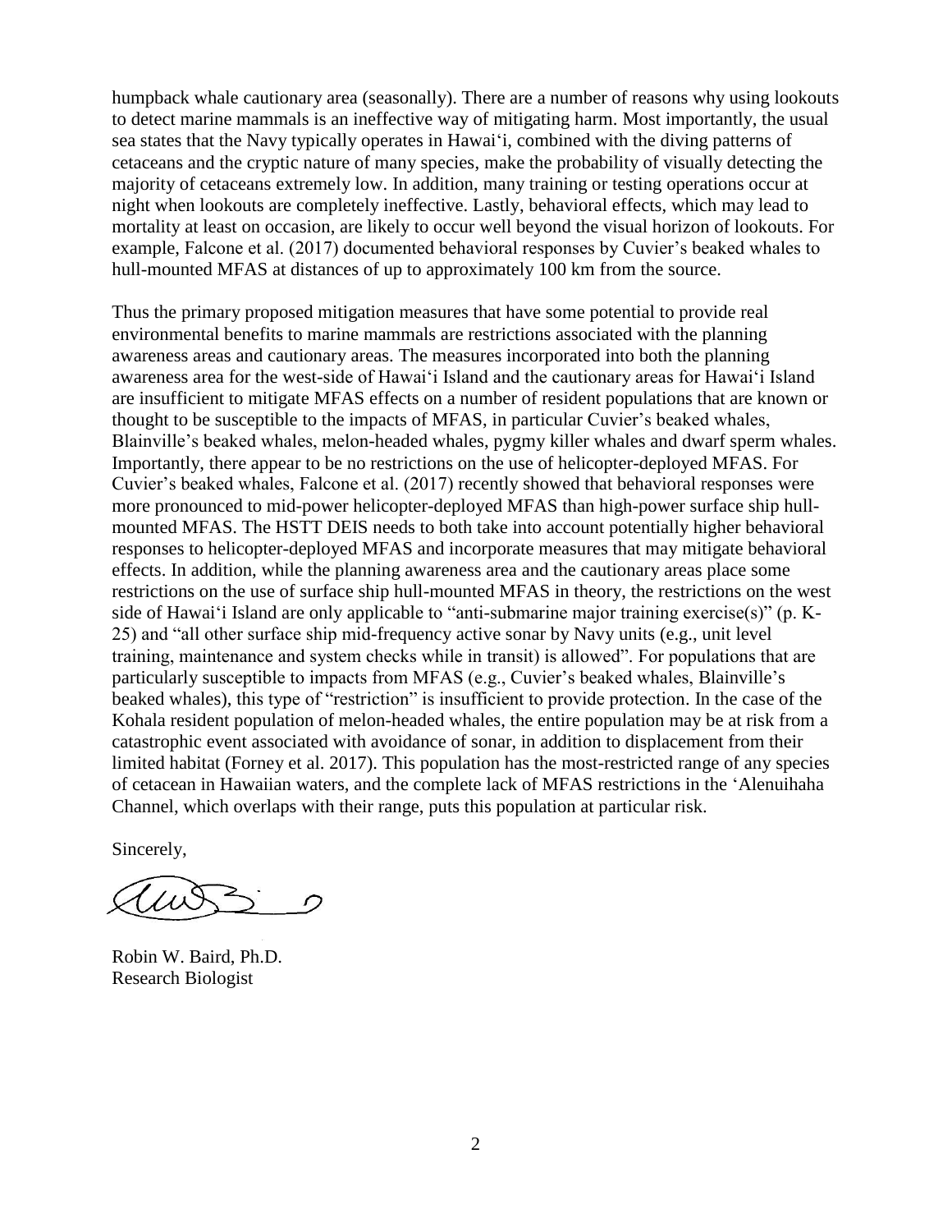humpback whale cautionary area (seasonally). There are a number of reasons why using lookouts to detect marine mammals is an ineffective way of mitigating harm. Most importantly, the usual sea states that the Navy typically operates in Hawai'i, combined with the diving patterns of cetaceans and the cryptic nature of many species, make the probability of visually detecting the majority of cetaceans extremely low. In addition, many training or testing operations occur at night when lookouts are completely ineffective. Lastly, behavioral effects, which may lead to mortality at least on occasion, are likely to occur well beyond the visual horizon of lookouts. For example, Falcone et al. (2017) documented behavioral responses by Cuvier's beaked whales to hull-mounted MFAS at distances of up to approximately 100 km from the source.

Thus the primary proposed mitigation measures that have some potential to provide real environmental benefits to marine mammals are restrictions associated with the planning awareness areas and cautionary areas. The measures incorporated into both the planning awareness area for the west-side of Hawai'i Island and the cautionary areas for Hawai'i Island are insufficient to mitigate MFAS effects on a number of resident populations that are known or thought to be susceptible to the impacts of MFAS, in particular Cuvier's beaked whales, Blainville's beaked whales, melon-headed whales, pygmy killer whales and dwarf sperm whales. Importantly, there appear to be no restrictions on the use of helicopter-deployed MFAS. For Cuvier's beaked whales, Falcone et al. (2017) recently showed that behavioral responses were more pronounced to mid-power helicopter-deployed MFAS than high-power surface ship hull-mounted MFAS. The HSTT DEIS needs to both take into account potentially higher behavioral responses to helicopter-deployed MFAS and incorporate measures that may mitigate behavioral effects. In addition, while the planning awareness area and the cautionary areas place some restrictions on the use of surface ship hull-mounted MFAS in theory, the restrictions on the west side of Hawai'i Island are only applicable to "anti-submarine major training exercise(s)" (p. K-25) and "all other surface ship mid-frequency active sonar by Navy units (e.g., unit level training, maintenance and system checks while in transit) is allowed". For populations that are particularly susceptible to impacts from MFAS (e.g., Cuvier's beaked whales, Blainville's beaked whales), this type of "restriction" is insufficient to provide protection. In the case of the Kohala resident population of melon-headed whales, the entire population may be at risk from a catastrophic event associated with avoidance of sonar, in addition to displacement from their limited habitat (Forney et al. 2017). This population has the most-restricted range of any species of cetacean in Hawaiian waters, and the complete lack of MFAS restrictions in the 'Alenuihaha Channel, which overlaps with their range, puts this population at particular risk.

Sincerely,

Robin W. Baird, Ph.D.
Research Biologist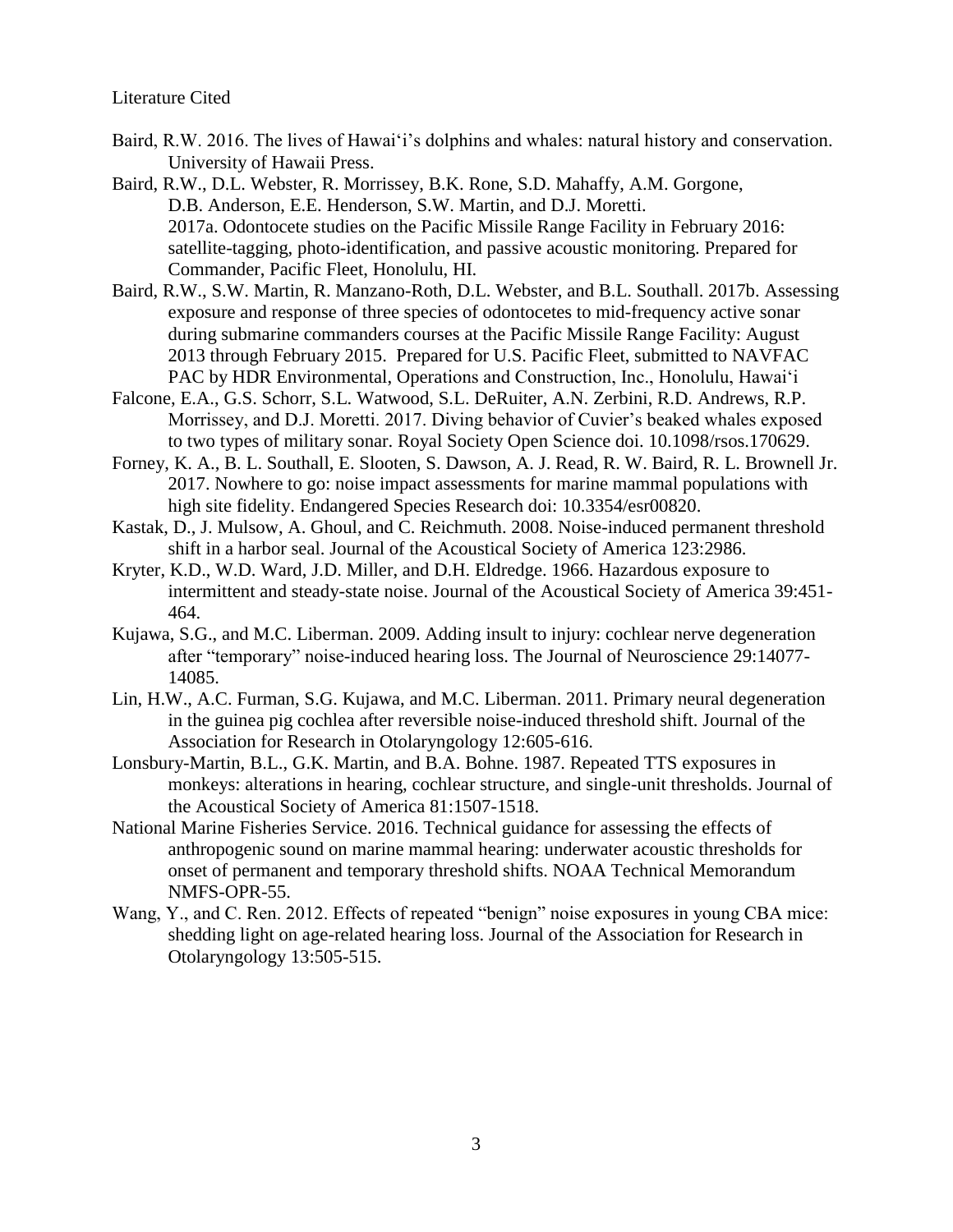Literature Cited

Baird, R.W. 2016. The lives of Hawai'i's dolphins and whales: natural history and conservation. University of Hawaii Press.

Baird, R.W., D.L. Webster, R. Morrissey, B.K. Rone, S.D. Mahaffy, A.M. Gorgone, D.B. Anderson, E.E. Henderson, S.W. Martin, and D.J. Moretti. 2017a. Odontocete studies on the Pacific Missile Range Facility in February 2016: satellite-tagging, photo-identification, and passive acoustic monitoring. Prepared for Commander, Pacific Fleet, Honolulu, HI.

Baird, R.W., S.W. Martin, R. Manzano-Roth, D.L. Webster, and B.L. Southall. 2017b. Assessing exposure and response of three species of odontocetes to mid-frequency active sonar during submarine commanders courses at the Pacific Missile Range Facility: August 2013 through February 2015. Prepared for U.S. Pacific Fleet, submitted to NAVFAC PAC by HDR Environmental, Operations and Construction, Inc., Honolulu, Hawai'i

Falcone, E.A., G.S. Schorr, S.L. Watwood, S.L. DeRuiter, A.N. Zerbini, R.D. Andrews, R.P. Morrissey, and D.J. Moretti. 2017. Diving behavior of Cuvier's beaked whales exposed to two types of military sonar. Royal Society Open Science doi. 10.1098/rsos.170629.

Forney, K. A., B. L. Southall, E. Slooten, S. Dawson, A. J. Read, R. W. Baird, R. L. Brownell Jr. 2017. Nowhere to go: noise impact assessments for marine mammal populations with high site fidelity. Endangered Species Research doi: 10.3354/esr00820.

Kastak, D., J. Mulsow, A. Ghoul, and C. Reichmuth. 2008. Noise-induced permanent threshold shift in a harbor seal. Journal of the Acoustical Society of America 123:2986.

Kryter, K.D., W.D. Ward, J.D. Miller, and D.H. Eldredge. 1966. Hazardous exposure to intermittent and steady-state noise. Journal of the Acoustical Society of America 39:451-464.

Kujawa, S.G., and M.C. Liberman. 2009. Adding insult to injury: cochlear nerve degeneration after "temporary" noise-induced hearing loss. The Journal of Neuroscience 29:14077-14085.

Lin, H.W., A.C. Furman, S.G. Kujawa, and M.C. Liberman. 2011. Primary neural degeneration in the guinea pig cochlea after reversible noise-induced threshold shift. Journal of the Association for Research in Otolaryngology 12:605-616.

Lonsbury-Martin, B.L., G.K. Martin, and B.A. Bohne. 1987. Repeated TTS exposures in monkeys: alterations in hearing, cochlear structure, and single-unit thresholds. Journal of the Acoustical Society of America 81:1507-1518.

National Marine Fisheries Service. 2016. Technical guidance for assessing the effects of anthropogenic sound on marine mammal hearing: underwater acoustic thresholds for onset of permanent and temporary threshold shifts. NOAA Technical Memorandum NMFS-OPR-55.

Wang, Y., and C. Ren. 2012. Effects of repeated "benign" noise exposures in young CBA mice: shedding light on age-related hearing loss. Journal of the Association for Research in Otolaryngology 13:505-515.